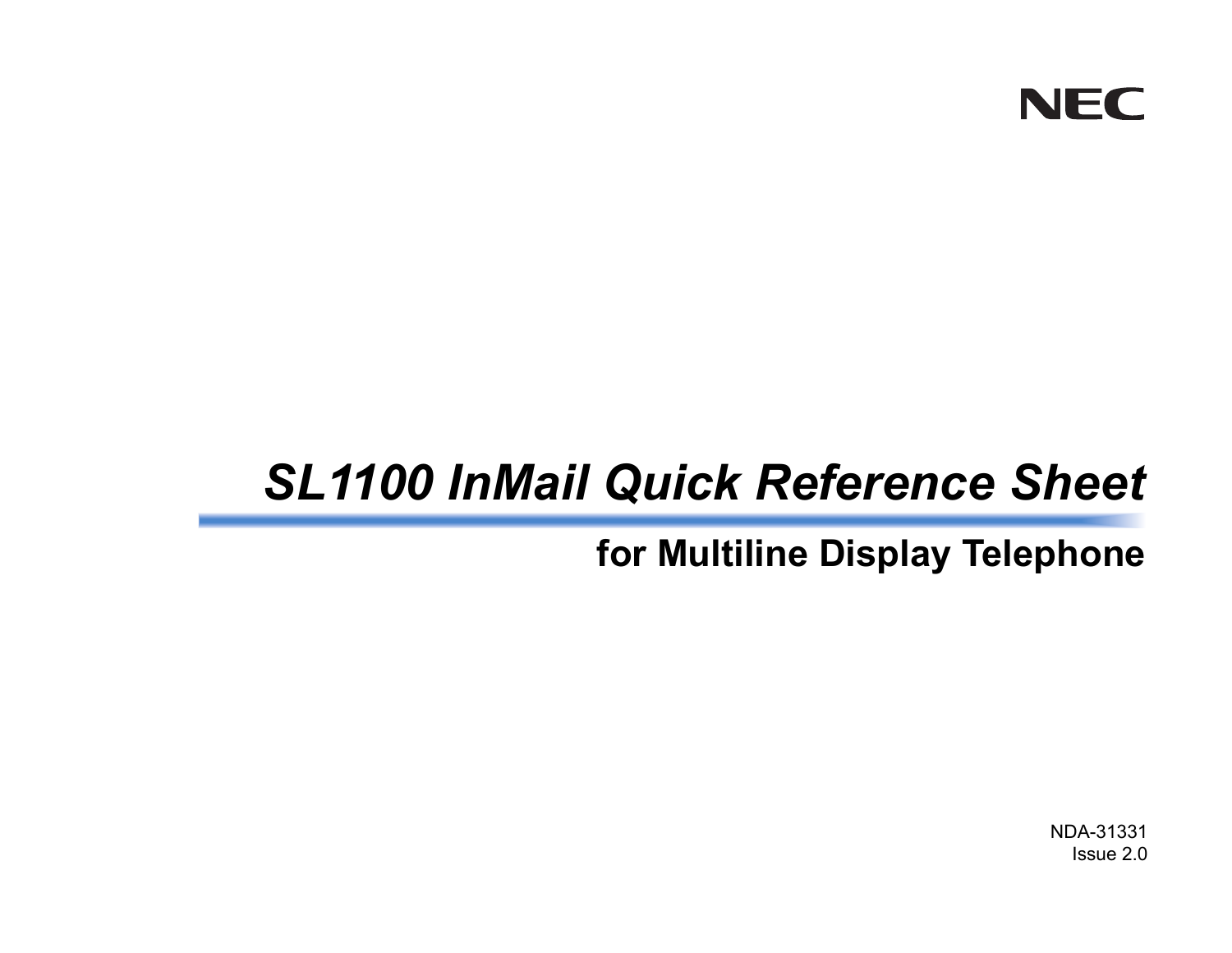NEC

# *SL1100 InMail Quick Reference Sheet*

## for Multiline Display Telephone

NDA-31331
Issue 2.0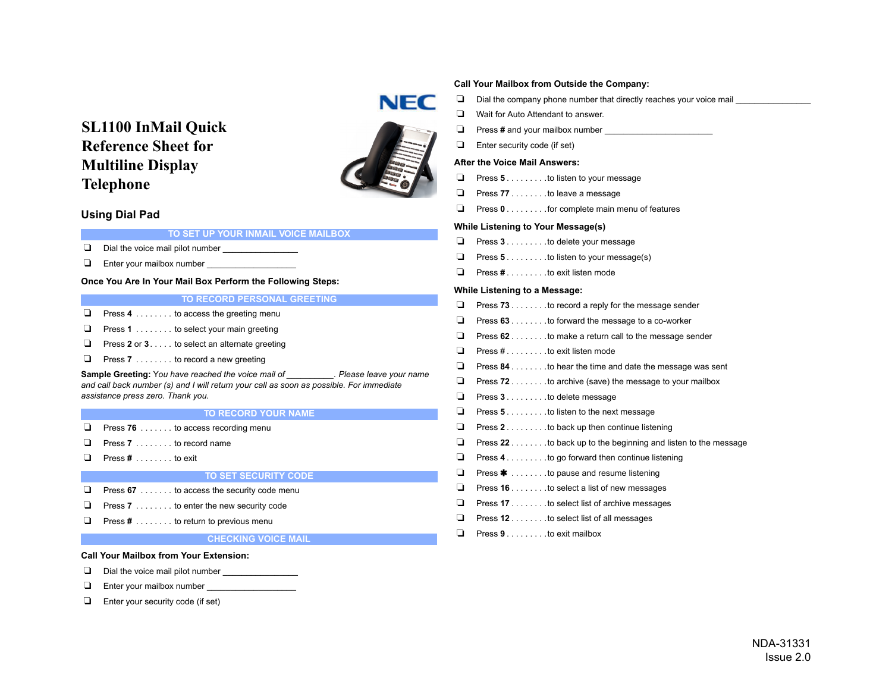# SL1100 InMail Quick Reference Sheet for Multiline Display Telephone

## Using Dial Pad

### TO SET UP YOUR INMAIL VOICE MAILBOX

- ❑ Dial the voice mail pilot number _______________
- ❑ Enter your mailbox number __________________

**Once You Are In Your Mail Box Perform the Following Steps:**

### TO RECORD PERSONAL GREETING

- ❑ Press **4** . . . . . . . . to access the greeting menu
- ❑ Press **1** . . . . . . . . to select your main greeting
- ❑ Press **2** or **3** . . . . . to select an alternate greeting
- ❑ Press **7** . . . . . . . . to record a new greeting

**Sample Greeting:** *You have reached the voice mail of __________. Please leave your name and call back number (s) and I will return your call as soon as possible. For immediate assistance press zero. Thank you.*

### TO RECORD YOUR NAME

- ❑ Press **76** . . . . . . . to access recording menu
- ❑ Press **7** . . . . . . . . to record name
- ❑ Press **#** . . . . . . . . to exit

### TO SET SECURITY CODE

- ❑ Press **67** . . . . . . . to access the security code menu
- ❑ Press **7** . . . . . . . . to enter the new security code
- ❑ Press **#** . . . . . . . . to return to previous menu

### CHECKING VOICE MAIL

**Call Your Mailbox from Your Extension:**

- ❑ Dial the voice mail pilot number _______________
- ❑ Enter your mailbox number __________________
- ❑ Enter your security code (if set)

**Call Your Mailbox from Outside the Company:**

- ❑ Dial the company phone number that directly reaches your voice mail _______________
- ❑ Wait for Auto Attendant to answer.
- ❑ Press **#** and your mailbox number ______________________
- ❑ Enter security code (if set)

**After the Voice Mail Answers:**

- ❑ Press **5** . . . . . . . . .to listen to your message
- ❑ Press **77** . . . . . . . .to leave a message
- ❑ Press **0** . . . . . . . . .for complete main menu of features

**While Listening to Your Message(s)**

- ❑ Press **3** . . . . . . . . .to delete your message
- ❑ Press **5** . . . . . . . . .to listen to your message(s)
- ❑ Press **#** . . . . . . . . .to exit listen mode

**While Listening to a Message:**

- ❑ Press **73** . . . . . . . .to record a reply for the message sender
- ❑ Press **63** . . . . . . . .to forward the message to a co-worker
- ❑ Press **62** . . . . . . . .to make a return call to the message sender
- ❑ Press # . . . . . . . . .to exit listen mode
- ❑ Press **84** . . . . . . . .to hear the time and date the message was sent
- ❑ Press **72** . . . . . . . .to archive (save) the message to your mailbox
- ❑ Press **3** . . . . . . . . .to delete message
- ❑ Press **5** . . . . . . . . .to listen to the next message
- ❑ Press **2** . . . . . . . . .to back up then continue listening
- ❑ Press **22** . . . . . . . .to back up to the beginning and listen to the message
- ❑ Press **4** . . . . . . . . .to go forward then continue listening
- ❑ Press **✱** . . . . . . . .to pause and resume listening
- ❑ Press **16** . . . . . . . .to select a list of new messages
- ❑ Press **17** . . . . . . . .to select list of archive messages
- ❑ Press **12** . . . . . . . .to select list of all messages
- ❑ Press **9** . . . . . . . . .to exit mailbox

NDA-31331
Issue 2.0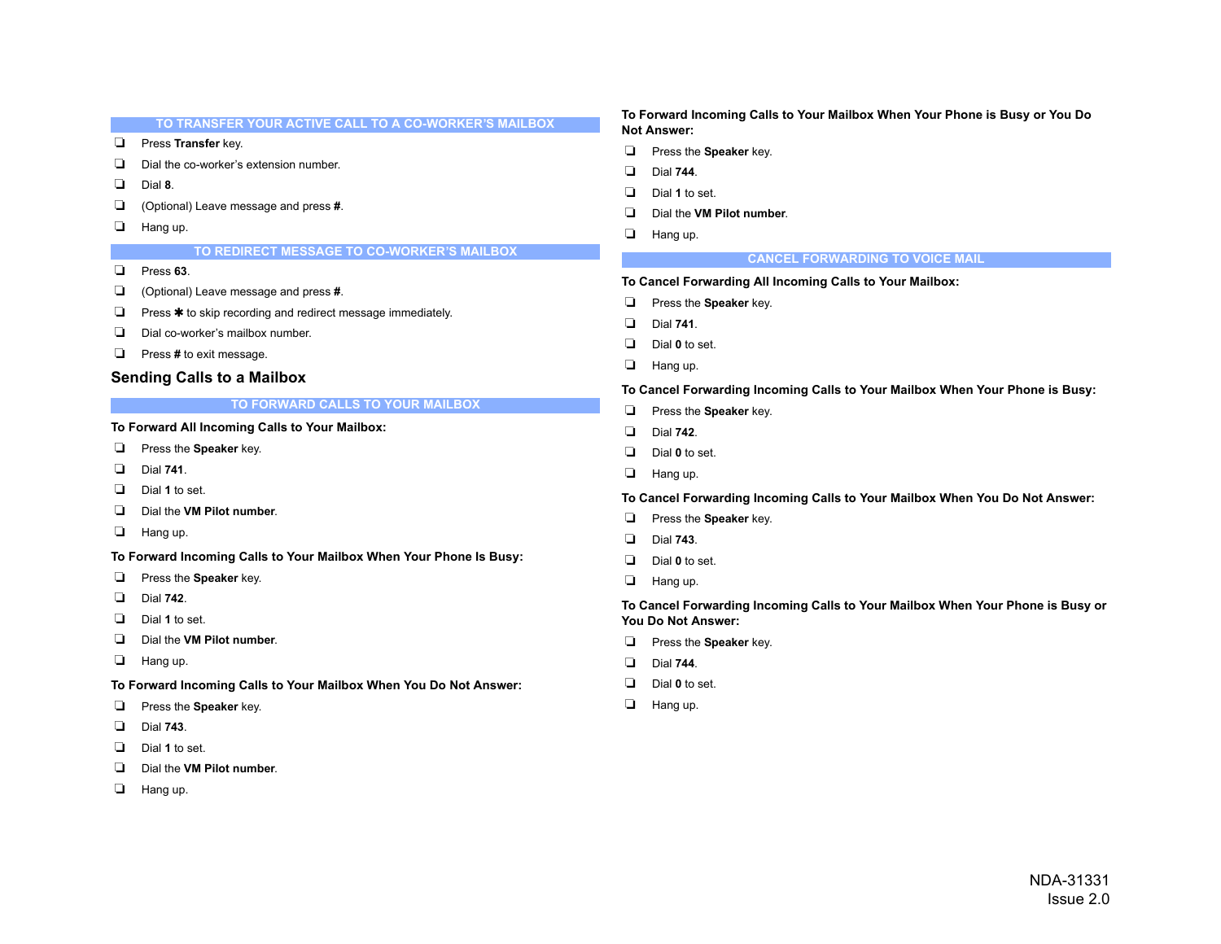### TO TRANSFER YOUR ACTIVE CALL TO A CO-WORKER'S MAILBOX

- ❑ Press **Transfer** key.
- ❑ Dial the co-worker's extension number.
- ❑ Dial **8**.
- ❑ (Optional) Leave message and press **#**.
- ❑ Hang up.

### TO REDIRECT MESSAGE TO CO-WORKER'S MAILBOX

- ❑ Press **63**.
- ❑ (Optional) Leave message and press **#**.
- ❑ Press ✱ to skip recording and redirect message immediately.
- ❑ Dial co-worker's mailbox number.
- ❑ Press **#** to exit message.

## Sending Calls to a Mailbox

### TO FORWARD CALLS TO YOUR MAILBOX

**To Forward All Incoming Calls to Your Mailbox:**

- ❑ Press the **Speaker** key.
- ❑ Dial **741**.
- ❑ Dial **1** to set.
- ❑ Dial the **VM Pilot number**.
- ❑ Hang up.

**To Forward Incoming Calls to Your Mailbox When Your Phone Is Busy:**

- ❑ Press the **Speaker** key.
- ❑ Dial **742**.
- ❑ Dial **1** to set.
- ❑ Dial the **VM Pilot number**.
- ❑ Hang up.

**To Forward Incoming Calls to Your Mailbox When You Do Not Answer:**

- ❑ Press the **Speaker** key.
- ❑ Dial **743**.
- ❑ Dial **1** to set.
- ❑ Dial the **VM Pilot number**.
- ❑ Hang up.

**To Forward Incoming Calls to Your Mailbox When Your Phone is Busy or You Do Not Answer:**

- ❑ Press the **Speaker** key.
- ❑ Dial **744**.
- ❑ Dial **1** to set.
- ❑ Dial the **VM Pilot number**.
- ❑ Hang up.

### CANCEL FORWARDING TO VOICE MAIL

**To Cancel Forwarding All Incoming Calls to Your Mailbox:**

- ❑ Press the **Speaker** key.
- ❑ Dial **741**.
- ❑ Dial **0** to set.
- ❑ Hang up.

**To Cancel Forwarding Incoming Calls to Your Mailbox When Your Phone is Busy:**

- ❑ Press the **Speaker** key.
- ❑ Dial **742**.
- ❑ Dial **0** to set.
- ❑ Hang up.

**To Cancel Forwarding Incoming Calls to Your Mailbox When You Do Not Answer:**

- ❑ Press the **Speaker** key.
- ❑ Dial **743**.
- ❑ Dial **0** to set.
- ❑ Hang up.

**To Cancel Forwarding Incoming Calls to Your Mailbox When Your Phone is Busy or You Do Not Answer:**

- ❑ Press the **Speaker** key.
- ❑ Dial **744**.
- ❑ Dial **0** to set.
- ❑ Hang up.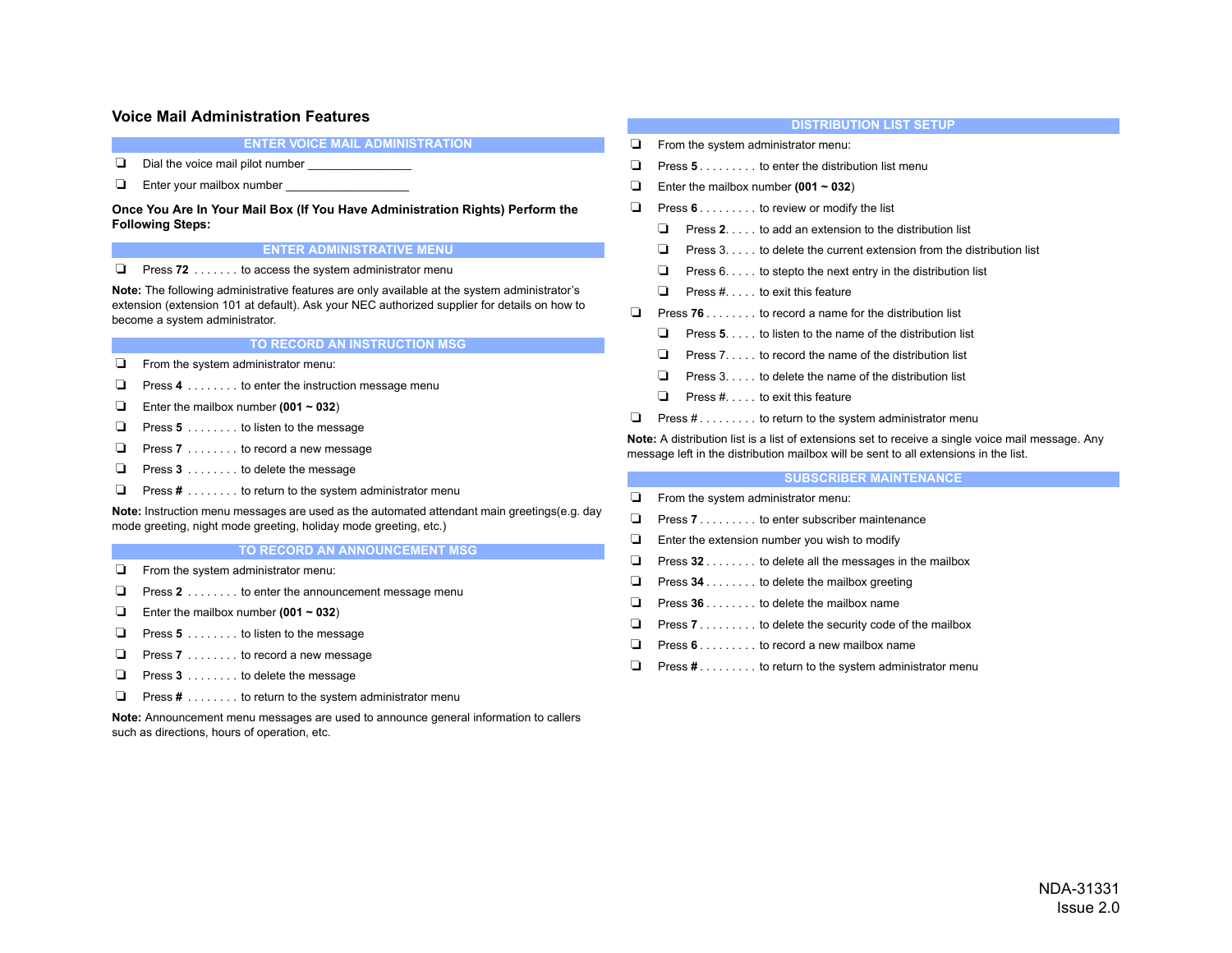## Voice Mail Administration Features

### ENTER VOICE MAIL ADMINISTRATION

- ❏ Dial the voice mail pilot number ________________
- ❏ Enter your mailbox number ____________________

**Once You Are In Your Mail Box (If You Have Administration Rights) Perform the Following Steps:**

### ENTER ADMINISTRATIVE MENU

- ❏ Press **72** . . . . . . . to access the system administrator menu

**Note:** The following administrative features are only available at the system administrator's extension (extension 101 at default). Ask your NEC authorized supplier for details on how to become a system administrator.

### TO RECORD AN INSTRUCTION MSG

- ❏ From the system administrator menu:
- ❏ Press **4** . . . . . . . . to enter the instruction message menu
- ❏ Enter the mailbox number **(001 ~ 032**)
- ❏ Press **5** . . . . . . . . to listen to the message
- ❏ Press **7** . . . . . . . . to record a new message
- ❏ Press **3** . . . . . . . . to delete the message
- ❏ Press **#** . . . . . . . . to return to the system administrator menu

**Note:** Instruction menu messages are used as the automated attendant main greetings(e.g. day mode greeting, night mode greeting, holiday mode greeting, etc.)

### TO RECORD AN ANNOUNCEMENT MSG

- ❏ From the system administrator menu:
- ❏ Press **2** . . . . . . . . to enter the announcement message menu
- ❏ Enter the mailbox number **(001 ~ 032**)
- ❏ Press **5** . . . . . . . . to listen to the message
- ❏ Press **7** . . . . . . . . to record a new message
- ❏ Press **3** . . . . . . . . to delete the message
- ❏ Press **#** . . . . . . . . to return to the system administrator menu

**Note:** Announcement menu messages are used to announce general information to callers such as directions, hours of operation, etc.

### DISTRIBUTION LIST SETUP

- ❏ From the system administrator menu:
- ❏ Press **5** . . . . . . . . . to enter the distribution list menu
- ❏ Enter the mailbox number **(001 ~ 032**)
- ❏ Press **6** . . . . . . . . . to review or modify the list
  - ❏ Press **2**. . . . . to add an extension to the distribution list
  - ❏ Press 3. . . . . to delete the current extension from the distribution list
  - ❏ Press 6. . . . . to stepto the next entry in the distribution list
  - ❏ Press #. . . . . to exit this feature
- ❏ Press **76** . . . . . . . . to record a name for the distribution list
  - ❏ Press **5**. . . . . to listen to the name of the distribution list
  - ❏ Press 7. . . . . to record the name of the distribution list
  - ❏ Press 3. . . . . to delete the name of the distribution list
  - ❏ Press #. . . . . to exit this feature
- ❏ Press # . . . . . . . . . to return to the system administrator menu

**Note:** A distribution list is a list of extensions set to receive a single voice mail message. Any message left in the distribution mailbox will be sent to all extensions in the list.

### SUBSCRIBER MAINTENANCE

- ❏ From the system administrator menu:
- ❏ Press **7** . . . . . . . . . to enter subscriber maintenance
- ❏ Enter the extension number you wish to modify
- ❏ Press **32** . . . . . . . . to delete all the messages in the mailbox
- ❏ Press **34** . . . . . . . . to delete the mailbox greeting
- ❏ Press **36** . . . . . . . . to delete the mailbox name
- ❏ Press **7** . . . . . . . . . to delete the security code of the mailbox
- ❏ Press **6** . . . . . . . . . to record a new mailbox name
- ❏ Press **#** . . . . . . . . . to return to the system administrator menu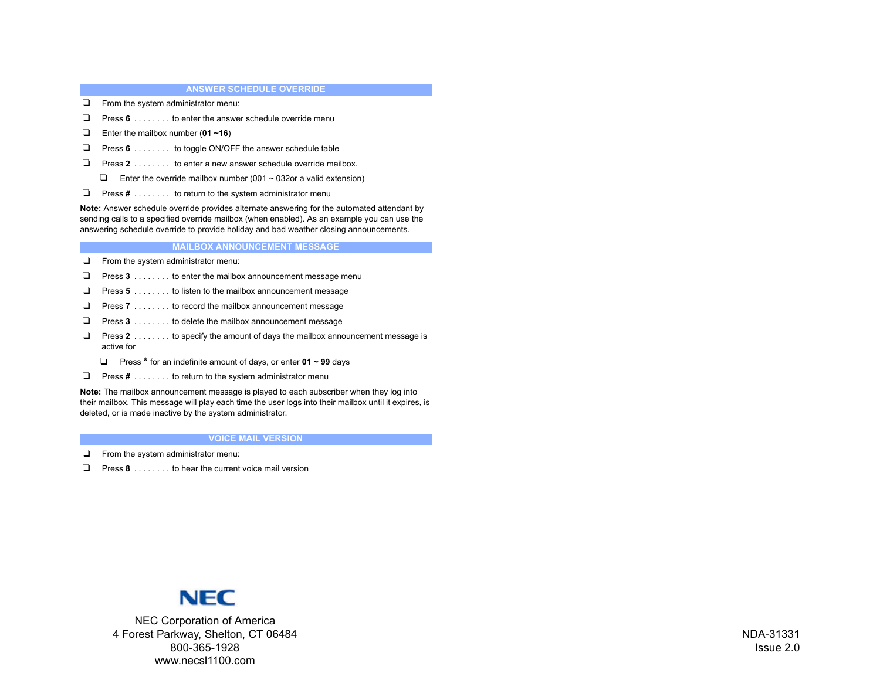## ANSWER SCHEDULE OVERRIDE

- ❑ From the system administrator menu:
- ❑ Press **6** . . . . . . . . to enter the answer schedule override menu
- ❑ Enter the mailbox number (**01 ~16**)
- ❑ Press **6** . . . . . . . . to toggle ON/OFF the answer schedule table
- ❑ Press **2** . . . . . . . . to enter a new answer schedule override mailbox.
  - ❑ Enter the override mailbox number (001 ~ 032or a valid extension)
- ❑ Press **#** . . . . . . . . to return to the system administrator menu

**Note:** Answer schedule override provides alternate answering for the automated attendant by sending calls to a specified override mailbox (when enabled). As an example you can use the answering schedule override to provide holiday and bad weather closing announcements.

## MAILBOX ANNOUNCEMENT MESSAGE

- ❑ From the system administrator menu:
- ❑ Press **3** . . . . . . . . to enter the mailbox announcement message menu
- ❑ Press **5** . . . . . . . . to listen to the mailbox announcement message
- ❑ Press **7** . . . . . . . . to record the mailbox announcement message
- ❑ Press **3** . . . . . . . . to delete the mailbox announcement message
- ❑ Press **2** . . . . . . . . to specify the amount of days the mailbox announcement message is active for
  - ❑ Press ***** for an indefinite amount of days, or enter **01 ~ 99** days
- ❑ Press **#** . . . . . . . . to return to the system administrator menu

**Note:** The mailbox announcement message is played to each subscriber when they log into their mailbox. This message will play each time the user logs into their mailbox until it expires, is deleted, or is made inactive by the system administrator.

## VOICE MAIL VERSION

- ❑ From the system administrator menu:
- ❑ Press **8** . . . . . . . . to hear the current voice mail version

NEC

NEC Corporation of America
4 Forest Parkway, Shelton, CT 06484
800-365-1928
www.necsl1100.com

NDA-31331
Issue 2.0